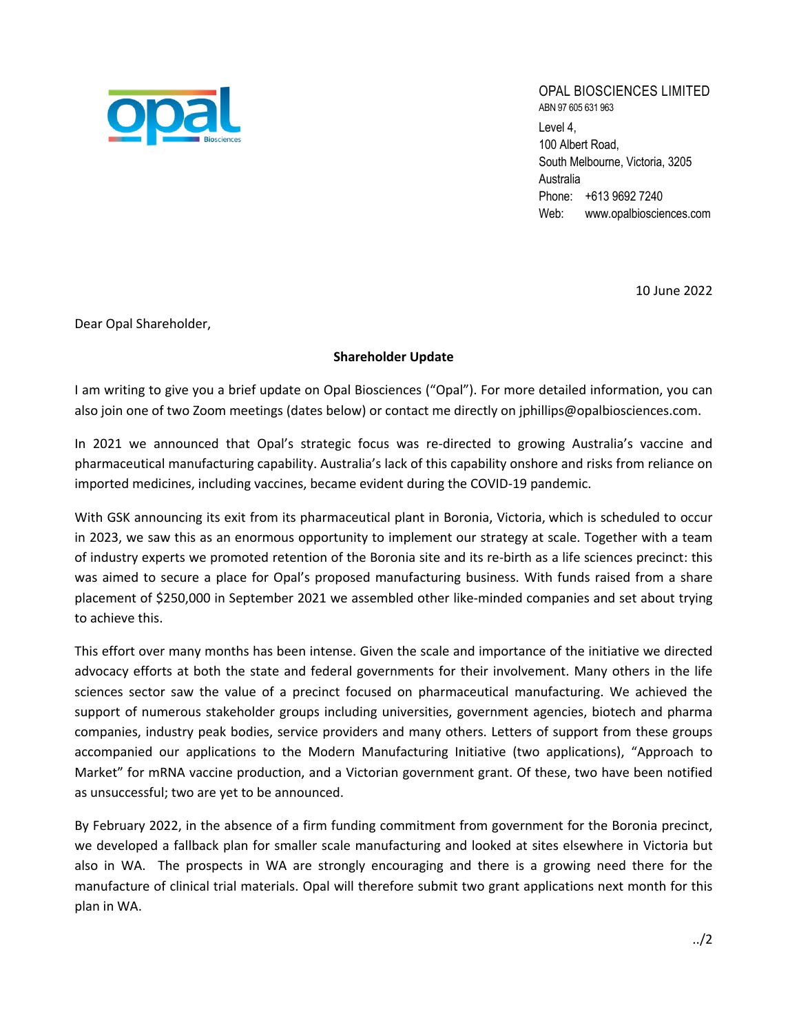OPAL BIOSCIENCES LIMITED
ABN 97 605 631 963

Level 4,
100 Albert Road,
South Melbourne, Victoria, 3205
Australia
Phone: +613 9692 7240
Web: www.opalbiosciences.com

10 June 2022

Dear Opal Shareholder,

**Shareholder Update**

I am writing to give you a brief update on Opal Biosciences ("Opal"). For more detailed information, you can also join one of two Zoom meetings (dates below) or contact me directly on jphillips@opalbiosciences.com.

In 2021 we announced that Opal's strategic focus was re-directed to growing Australia's vaccine and pharmaceutical manufacturing capability. Australia's lack of this capability onshore and risks from reliance on imported medicines, including vaccines, became evident during the COVID-19 pandemic.

With GSK announcing its exit from its pharmaceutical plant in Boronia, Victoria, which is scheduled to occur in 2023, we saw this as an enormous opportunity to implement our strategy at scale. Together with a team of industry experts we promoted retention of the Boronia site and its re-birth as a life sciences precinct: this was aimed to secure a place for Opal's proposed manufacturing business. With funds raised from a share placement of $250,000 in September 2021 we assembled other like-minded companies and set about trying to achieve this.

This effort over many months has been intense. Given the scale and importance of the initiative we directed advocacy efforts at both the state and federal governments for their involvement. Many others in the life sciences sector saw the value of a precinct focused on pharmaceutical manufacturing. We achieved the support of numerous stakeholder groups including universities, government agencies, biotech and pharma companies, industry peak bodies, service providers and many others. Letters of support from these groups accompanied our applications to the Modern Manufacturing Initiative (two applications), "Approach to Market" for mRNA vaccine production, and a Victorian government grant. Of these, two have been notified as unsuccessful; two are yet to be announced.

By February 2022, in the absence of a firm funding commitment from government for the Boronia precinct, we developed a fallback plan for smaller scale manufacturing and looked at sites elsewhere in Victoria but also in WA. The prospects in WA are strongly encouraging and there is a growing need there for the manufacture of clinical trial materials. Opal will therefore submit two grant applications next month for this plan in WA.

../2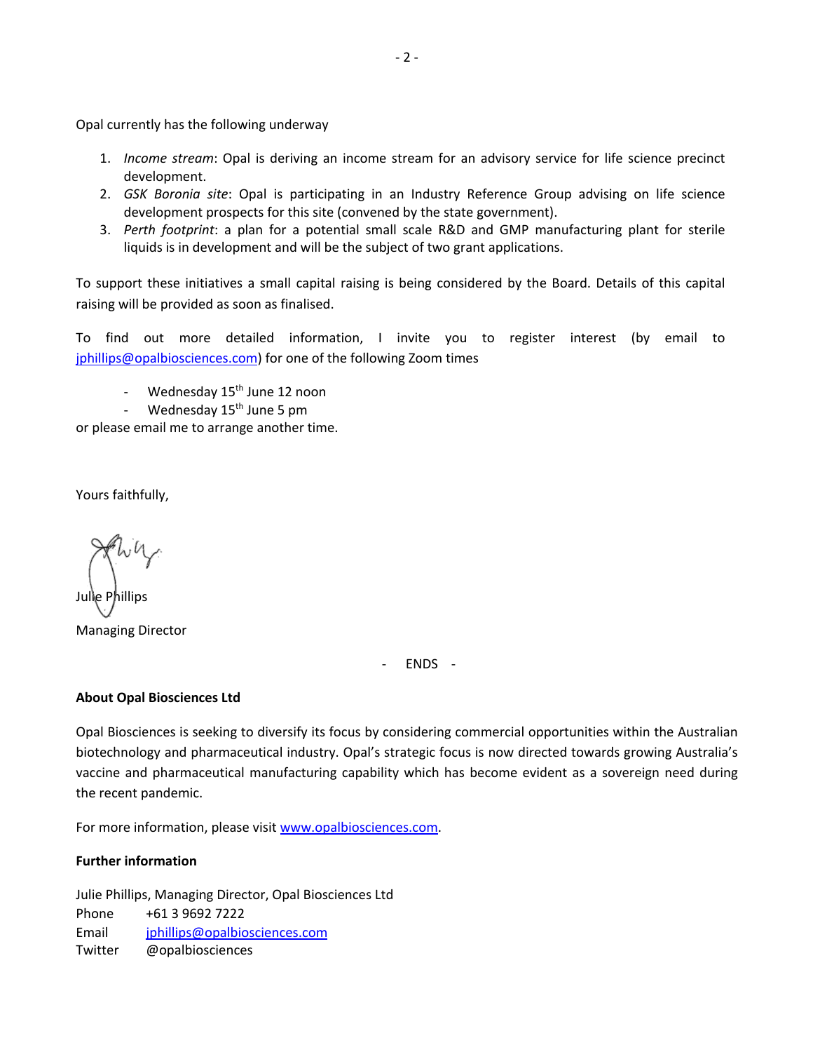Opal currently has the following underway

1. *Income stream*: Opal is deriving an income stream for an advisory service for life science precinct development.
2. *GSK Boronia site*: Opal is participating in an Industry Reference Group advising on life science development prospects for this site (convened by the state government).
3. *Perth footprint*: a plan for a potential small scale R&D and GMP manufacturing plant for sterile liquids is in development and will be the subject of two grant applications.

To support these initiatives a small capital raising is being considered by the Board. Details of this capital raising will be provided as soon as finalised.

To find out more detailed information, I invite you to register interest (by email to jphillips@opalbiosciences.com) for one of the following Zoom times

- Wednesday 15th June 12 noon
- Wednesday 15th June 5 pm

or please email me to arrange another time.

Yours faithfully,

Julie Phillips

Managing Director

\- ENDS -

**About Opal Biosciences Ltd**

Opal Biosciences is seeking to diversify its focus by considering commercial opportunities within the Australian biotechnology and pharmaceutical industry. Opal's strategic focus is now directed towards growing Australia's vaccine and pharmaceutical manufacturing capability which has become evident as a sovereign need during the recent pandemic.

For more information, please visit www.opalbiosciences.com.

**Further information**

Julie Phillips, Managing Director, Opal Biosciences Ltd

Phone +61 3 9692 7222

Email jphillips@opalbiosciences.com

Twitter @opalbiosciences